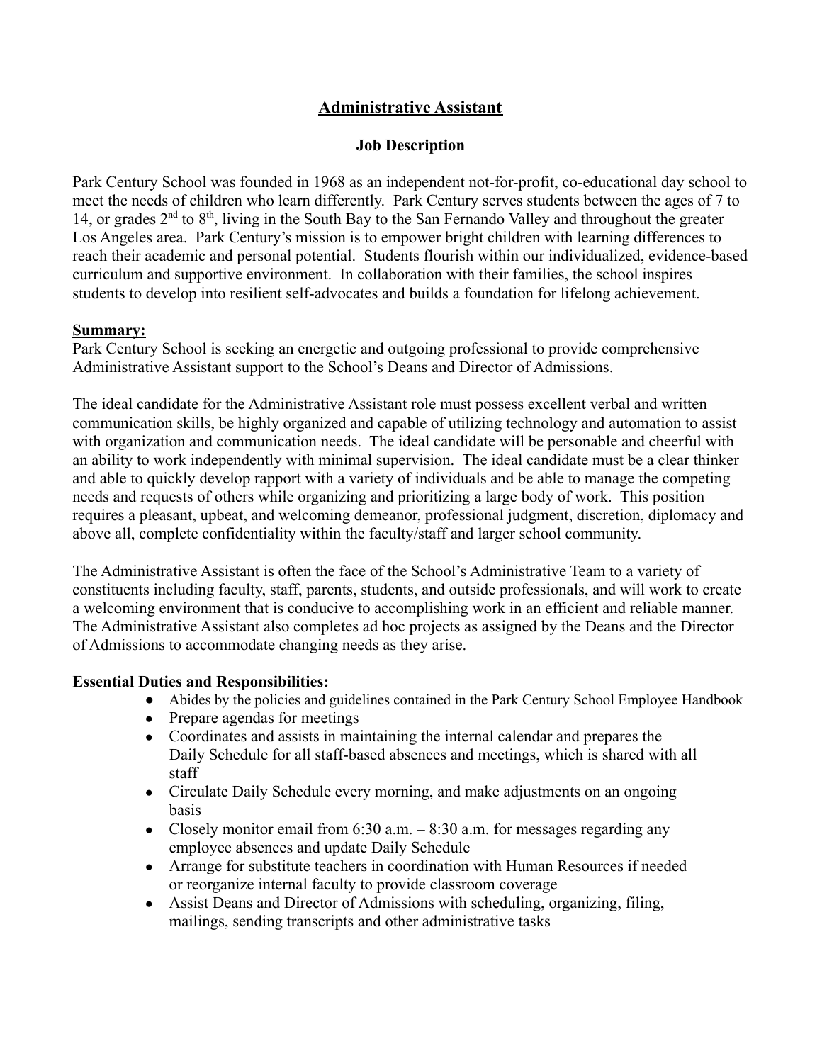# Administrative Assistant

## Job Description

Park Century School was founded in 1968 as an independent not-for-profit, co-educational day school to meet the needs of children who learn differently. Park Century serves students between the ages of 7 to 14, or grades 2nd to 8th, living in the South Bay to the San Fernando Valley and throughout the greater Los Angeles area. Park Century's mission is to empower bright children with learning differences to reach their academic and personal potential. Students flourish within our individualized, evidence-based curriculum and supportive environment. In collaboration with their families, the school inspires students to develop into resilient self-advocates and builds a foundation for lifelong achievement.

**Summary:**

Park Century School is seeking an energetic and outgoing professional to provide comprehensive Administrative Assistant support to the School's Deans and Director of Admissions.

The ideal candidate for the Administrative Assistant role must possess excellent verbal and written communication skills, be highly organized and capable of utilizing technology and automation to assist with organization and communication needs. The ideal candidate will be personable and cheerful with an ability to work independently with minimal supervision. The ideal candidate must be a clear thinker and able to quickly develop rapport with a variety of individuals and be able to manage the competing needs and requests of others while organizing and prioritizing a large body of work. This position requires a pleasant, upbeat, and welcoming demeanor, professional judgment, discretion, diplomacy and above all, complete confidentiality within the faculty/staff and larger school community.

The Administrative Assistant is often the face of the School's Administrative Team to a variety of constituents including faculty, staff, parents, students, and outside professionals, and will work to create a welcoming environment that is conducive to accomplishing work in an efficient and reliable manner. The Administrative Assistant also completes ad hoc projects as assigned by the Deans and the Director of Admissions to accommodate changing needs as they arise.

**Essential Duties and Responsibilities:**

- Abides by the policies and guidelines contained in the Park Century School Employee Handbook
- Prepare agendas for meetings
- Coordinates and assists in maintaining the internal calendar and prepares the Daily Schedule for all staff-based absences and meetings, which is shared with all staff
- Circulate Daily Schedule every morning, and make adjustments on an ongoing basis
- Closely monitor email from 6:30 a.m. – 8:30 a.m. for messages regarding any employee absences and update Daily Schedule
- Arrange for substitute teachers in coordination with Human Resources if needed or reorganize internal faculty to provide classroom coverage
- Assist Deans and Director of Admissions with scheduling, organizing, filing, mailings, sending transcripts and other administrative tasks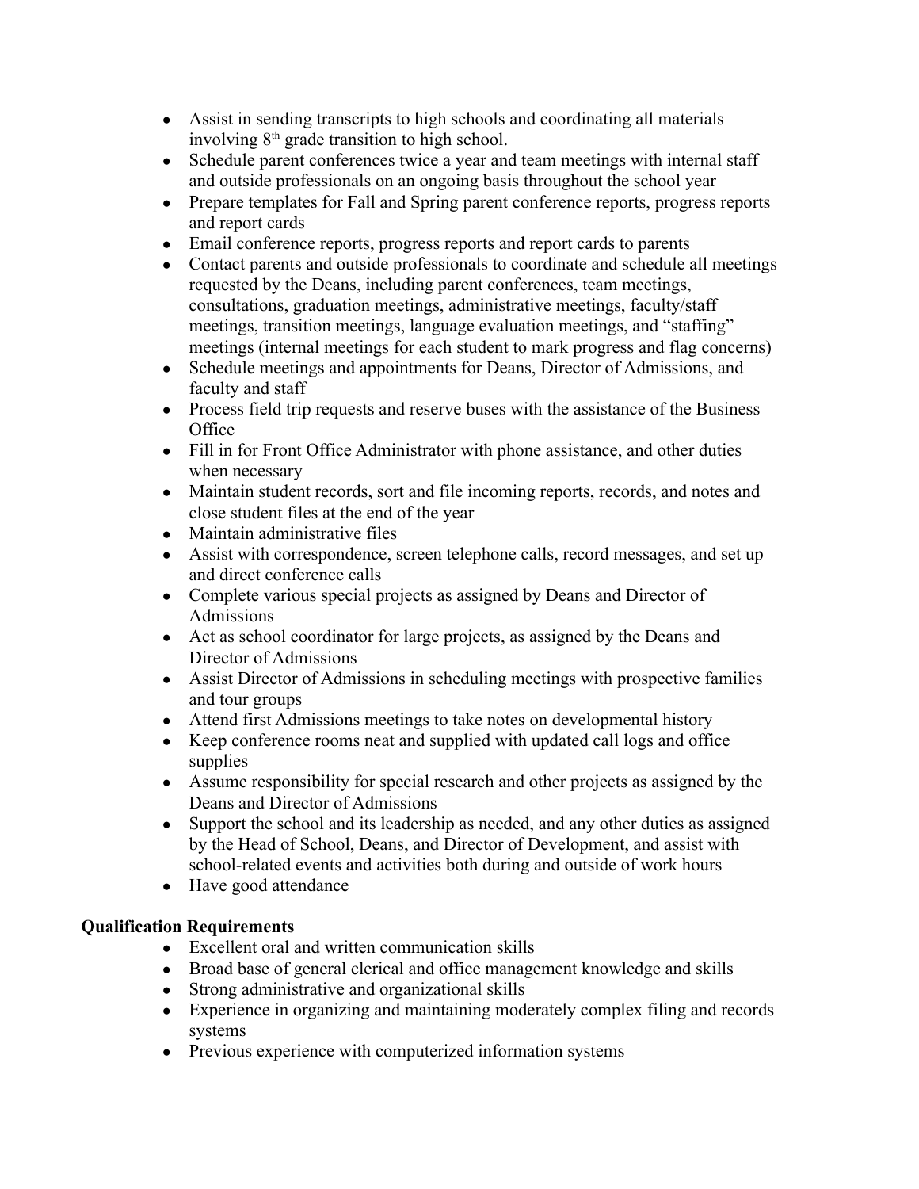- Assist in sending transcripts to high schools and coordinating all materials involving 8th grade transition to high school.
- Schedule parent conferences twice a year and team meetings with internal staff and outside professionals on an ongoing basis throughout the school year
- Prepare templates for Fall and Spring parent conference reports, progress reports and report cards
- Email conference reports, progress reports and report cards to parents
- Contact parents and outside professionals to coordinate and schedule all meetings requested by the Deans, including parent conferences, team meetings, consultations, graduation meetings, administrative meetings, faculty/staff meetings, transition meetings, language evaluation meetings, and "staffing" meetings (internal meetings for each student to mark progress and flag concerns)
- Schedule meetings and appointments for Deans, Director of Admissions, and faculty and staff
- Process field trip requests and reserve buses with the assistance of the Business Office
- Fill in for Front Office Administrator with phone assistance, and other duties when necessary
- Maintain student records, sort and file incoming reports, records, and notes and close student files at the end of the year
- Maintain administrative files
- Assist with correspondence, screen telephone calls, record messages, and set up and direct conference calls
- Complete various special projects as assigned by Deans and Director of Admissions
- Act as school coordinator for large projects, as assigned by the Deans and Director of Admissions
- Assist Director of Admissions in scheduling meetings with prospective families and tour groups
- Attend first Admissions meetings to take notes on developmental history
- Keep conference rooms neat and supplied with updated call logs and office supplies
- Assume responsibility for special research and other projects as assigned by the Deans and Director of Admissions
- Support the school and its leadership as needed, and any other duties as assigned by the Head of School, Deans, and Director of Development, and assist with school-related events and activities both during and outside of work hours
- Have good attendance

**Qualification Requirements**

- Excellent oral and written communication skills
- Broad base of general clerical and office management knowledge and skills
- Strong administrative and organizational skills
- Experience in organizing and maintaining moderately complex filing and records systems
- Previous experience with computerized information systems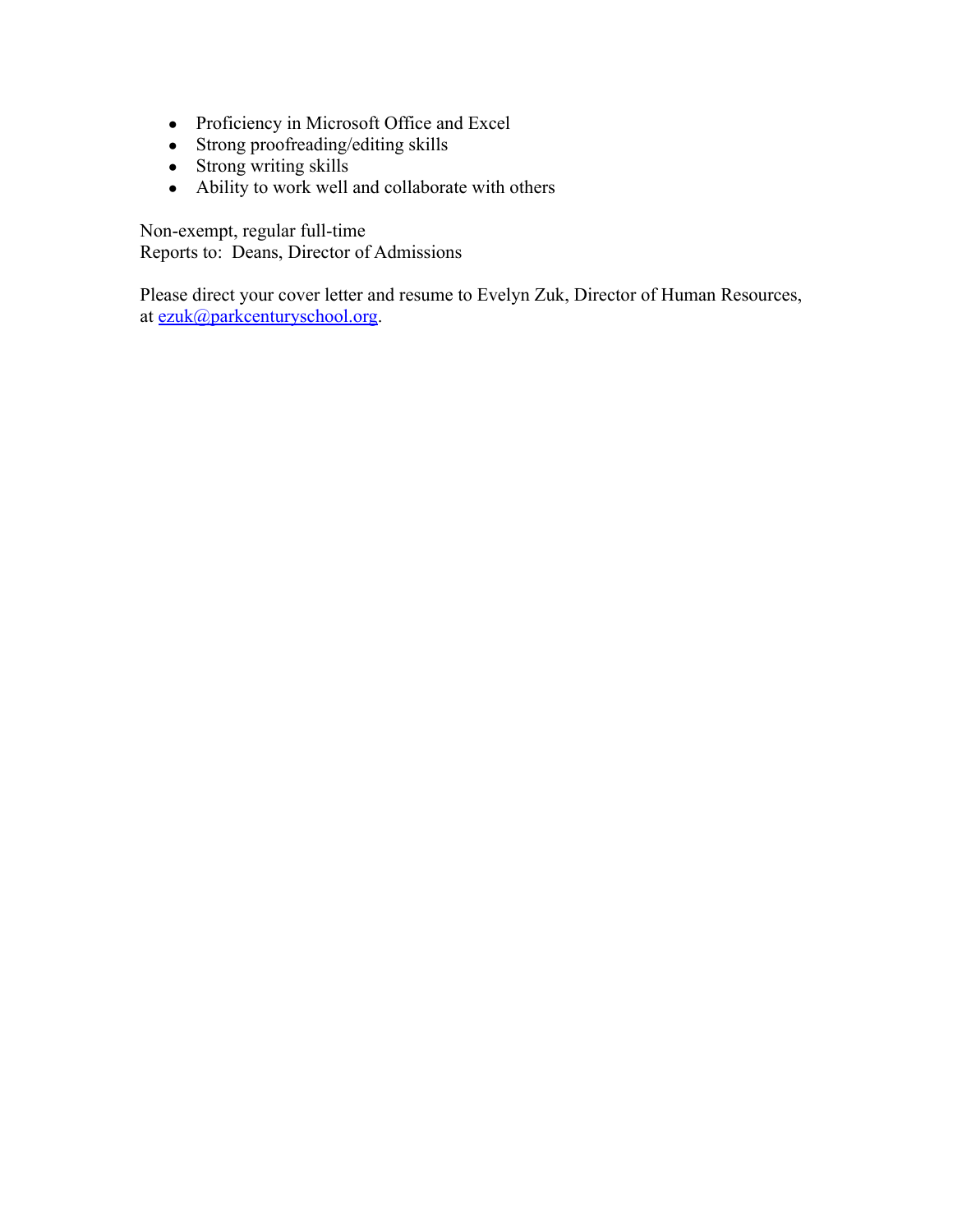- Proficiency in Microsoft Office and Excel
- Strong proofreading/editing skills
- Strong writing skills
- Ability to work well and collaborate with others

Non-exempt, regular full-time
Reports to: Deans, Director of Admissions

Please direct your cover letter and resume to Evelyn Zuk, Director of Human Resources, at ezuk@parkcenturyschool.org.